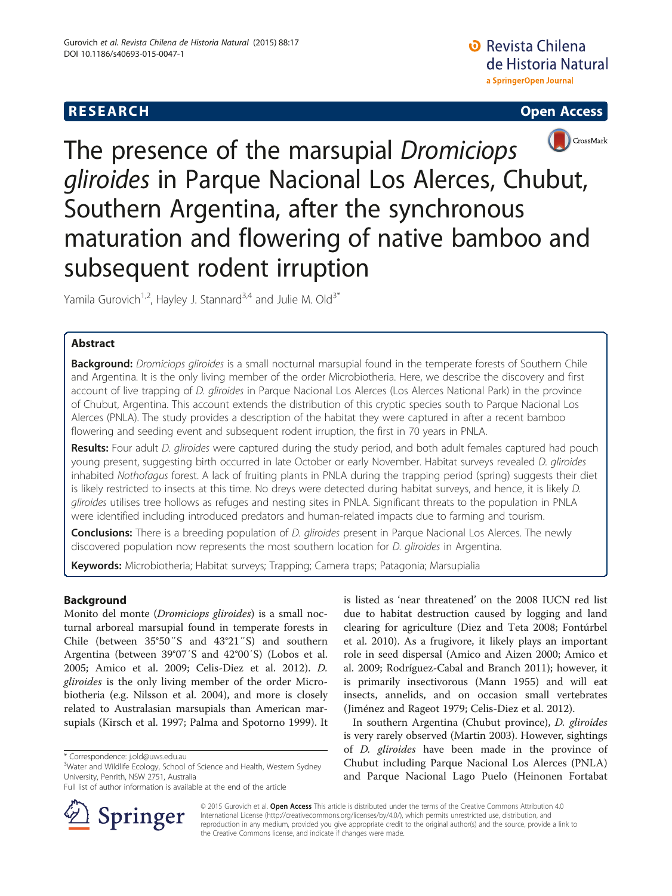RESEARCH Open Access

# The presence of the marsupial *Dromiciops gliroides* in Parque Nacional Los Alerces, Chubut, Southern Argentina, after the synchronous maturation and flowering of native bamboo and subsequent rodent irruption

Yamila Gurovich[1,2], Hayley J. Stannard[3,4] and Julie M. Old[3*]

## Abstract

**Background:** *Dromiciops gliroides* is a small nocturnal marsupial found in the temperate forests of Southern Chile and Argentina. It is the only living member of the order Microbiotheria. Here, we describe the discovery and first account of live trapping of *D. gliroides* in Parque Nacional Los Alerces (Los Alerces National Park) in the province of Chubut, Argentina. This account extends the distribution of this cryptic species south to Parque Nacional Los Alerces (PNLA). The study provides a description of the habitat they were captured in after a recent bamboo flowering and seeding event and subsequent rodent irruption, the first in 70 years in PNLA.

**Results:** Four adult *D. gliroides* were captured during the study period, and both adult females captured had pouch young present, suggesting birth occurred in late October or early November. Habitat surveys revealed *D. gliroides* inhabited *Nothofagus* forest. A lack of fruiting plants in PNLA during the trapping period (spring) suggests their diet is likely restricted to insects at this time. No dreys were detected during habitat surveys, and hence, it is likely *D. gliroides* utilises tree hollows as refuges and nesting sites in PNLA. Significant threats to the population in PNLA were identified including introduced predators and human-related impacts due to farming and tourism.

**Conclusions:** There is a breeding population of *D. gliroides* present in Parque Nacional Los Alerces. The newly discovered population now represents the most southern location for *D. gliroides* in Argentina.

**Keywords:** Microbiotheria; Habitat surveys; Trapping; Camera traps; Patagonia; Marsupialia

## Background

Monito del monte (*Dromiciops gliroides*) is a small nocturnal arboreal marsupial found in temperate forests in Chile (between 35°50′′S and 43°21′′S) and southern Argentina (between 39°07′S and 42°00′S) (Lobos et al. 2005; Amico et al. 2009; Celis-Diez et al. 2012). *D. gliroides* is the only living member of the order Microbiotheria (e.g. Nilsson et al. 2004), and more is closely related to Australasian marsupials than American marsupials (Kirsch et al. 1997; Palma and Spotorno 1999). It is listed as 'near threatened' on the 2008 IUCN red list due to habitat destruction caused by logging and land clearing for agriculture (Diez and Teta 2008; Fontúrbel et al. 2010). As a frugivore, it likely plays an important role in seed dispersal (Amico and Aizen 2000; Amico et al. 2009; Rodríguez-Cabal and Branch 2011); however, it is primarily insectivorous (Mann 1955) and will eat insects, annelids, and on occasion small vertebrates (Jiménez and Rageot 1979; Celis-Diez et al. 2012).

In southern Argentina (Chubut province), *D. gliroides* is very rarely observed (Martin 2003). However, sightings of *D. gliroides* have been made in the province of Chubut including Parque Nacional Los Alerces (PNLA) and Parque Nacional Lago Puelo (Heinonen Fortabat

\* Correspondence: j.old@uws.edu.au
[3]Water and Wildlife Ecology, School of Science and Health, Western Sydney University, Penrith, NSW 2751, Australia
Full list of author information is available at the end of the article

© 2015 Gurovich et al. **Open Access** This article is distributed under the terms of the Creative Commons Attribution 4.0 International License (http://creativecommons.org/licenses/by/4.0/), which permits unrestricted use, distribution, and reproduction in any medium, provided you give appropriate credit to the original author(s) and the source, provide a link to the Creative Commons license, and indicate if changes were made.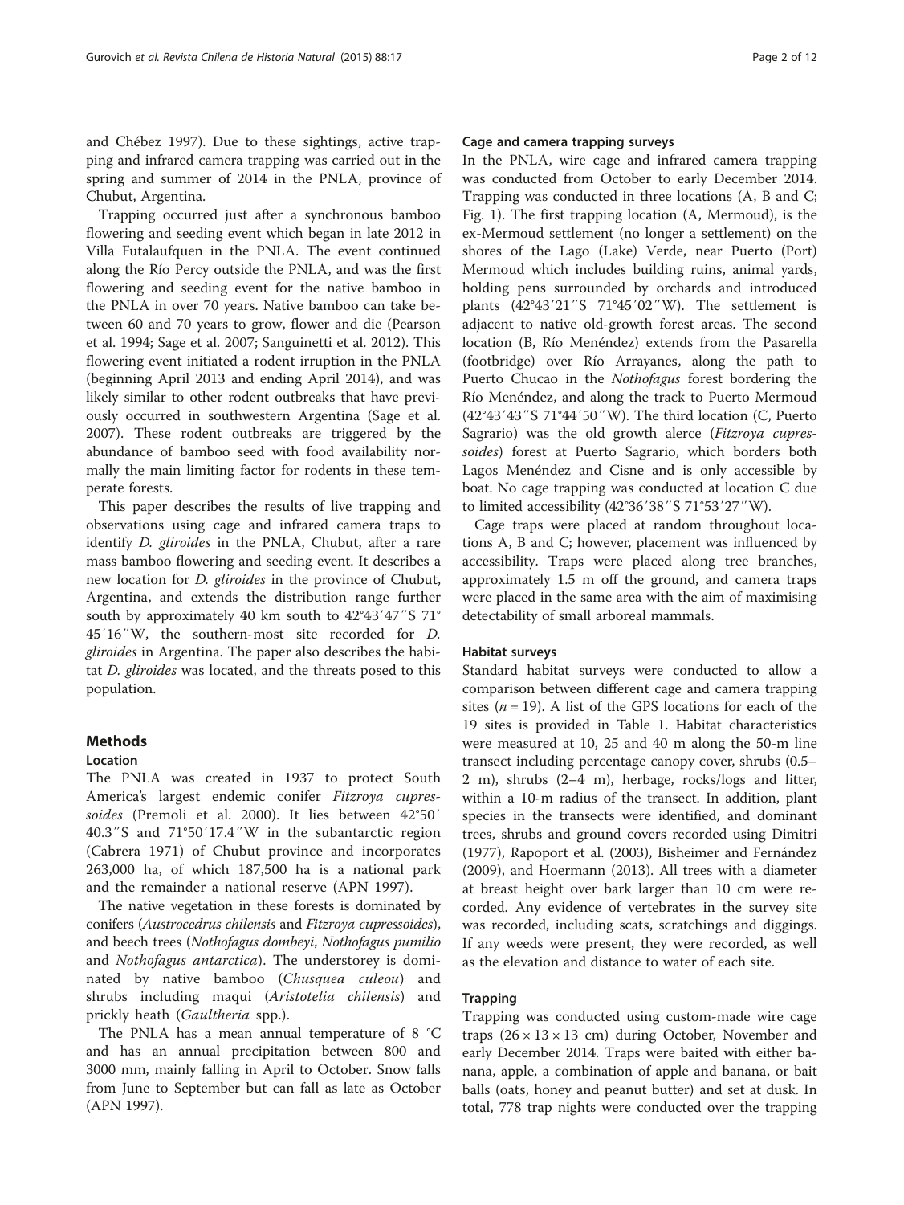and Chébez 1997). Due to these sightings, active trapping and infrared camera trapping was carried out in the spring and summer of 2014 in the PNLA, province of Chubut, Argentina.

Trapping occurred just after a synchronous bamboo flowering and seeding event which began in late 2012 in Villa Futalaufquen in the PNLA. The event continued along the Río Percy outside the PNLA, and was the first flowering and seeding event for the native bamboo in the PNLA in over 70 years. Native bamboo can take between 60 and 70 years to grow, flower and die (Pearson et al. 1994; Sage et al. 2007; Sanguinetti et al. 2012). This flowering event initiated a rodent irruption in the PNLA (beginning April 2013 and ending April 2014), and was likely similar to other rodent outbreaks that have previously occurred in southwestern Argentina (Sage et al. 2007). These rodent outbreaks are triggered by the abundance of bamboo seed with food availability normally the main limiting factor for rodents in these temperate forests.

This paper describes the results of live trapping and observations using cage and infrared camera traps to identify *D. gliroides* in the PNLA, Chubut, after a rare mass bamboo flowering and seeding event. It describes a new location for *D. gliroides* in the province of Chubut, Argentina, and extends the distribution range further south by approximately 40 km south to 42°43′47″S 71°45′16″W, the southern-most site recorded for *D. gliroides* in Argentina. The paper also describes the habitat *D. gliroides* was located, and the threats posed to this population.

## Methods

### Location

The PNLA was created in 1937 to protect South America's largest endemic conifer *Fitzroya cupressoides* (Premoli et al. 2000). It lies between 42°50′40.3″S and 71°50′17.4″W in the subantarctic region (Cabrera 1971) of Chubut province and incorporates 263,000 ha, of which 187,500 ha is a national park and the remainder a national reserve (APN 1997).

The native vegetation in these forests is dominated by conifers (*Austrocedrus chilensis* and *Fitzroya cupressoides*), and beech trees (*Nothofagus dombeyi*, *Nothofagus pumilio* and *Nothofagus antarctica*). The understorey is dominated by native bamboo (*Chusquea culeou*) and shrubs including maqui (*Aristotelia chilensis*) and prickly heath (*Gaultheria* spp.).

The PNLA has a mean annual temperature of 8 °C and has an annual precipitation between 800 and 3000 mm, mainly falling in April to October. Snow falls from June to September but can fall as late as October (APN 1997).

### Cage and camera trapping surveys

In the PNLA, wire cage and infrared camera trapping was conducted from October to early December 2014. Trapping was conducted in three locations (A, B and C; Fig. 1). The first trapping location (A, Mermoud), is the ex-Mermoud settlement (no longer a settlement) on the shores of the Lago (Lake) Verde, near Puerto (Port) Mermoud which includes building ruins, animal yards, holding pens surrounded by orchards and introduced plants (42°43′21″S 71°45′02″W). The settlement is adjacent to native old-growth forest areas. The second location (B, Río Menéndez) extends from the Pasarella (footbridge) over Río Arrayanes, along the path to Puerto Chucao in the *Nothofagus* forest bordering the Río Menéndez, and along the track to Puerto Mermoud (42°43′43″S 71°44′50″W). The third location (C, Puerto Sagrario) was the old growth alerce (*Fitzroya cupressoides*) forest at Puerto Sagrario, which borders both Lagos Menéndez and Cisne and is only accessible by boat. No cage trapping was conducted at location C due to limited accessibility (42°36′38″S 71°53′27″W).

Cage traps were placed at random throughout locations A, B and C; however, placement was influenced by accessibility. Traps were placed along tree branches, approximately 1.5 m off the ground, and camera traps were placed in the same area with the aim of maximising detectability of small arboreal mammals.

### Habitat surveys

Standard habitat surveys were conducted to allow a comparison between different cage and camera trapping sites ($n = 19$). A list of the GPS locations for each of the 19 sites is provided in Table 1. Habitat characteristics were measured at 10, 25 and 40 m along the 50-m line transect including percentage canopy cover, shrubs (0.5–2 m), shrubs (2–4 m), herbage, rocks/logs and litter, within a 10-m radius of the transect. In addition, plant species in the transects were identified, and dominant trees, shrubs and ground covers recorded using Dimitri (1977), Rapoport et al. (2003), Bisheimer and Fernández (2009), and Hoermann (2013). All trees with a diameter at breast height over bark larger than 10 cm were recorded. Any evidence of vertebrates in the survey site was recorded, including scats, scratchings and diggings. If any weeds were present, they were recorded, as well as the elevation and distance to water of each site.

### Trapping

Trapping was conducted using custom-made wire cage traps (26 × 13 × 13 cm) during October, November and early December 2014. Traps were baited with either banana, apple, a combination of apple and banana, or bait balls (oats, honey and peanut butter) and set at dusk. In total, 778 trap nights were conducted over the trapping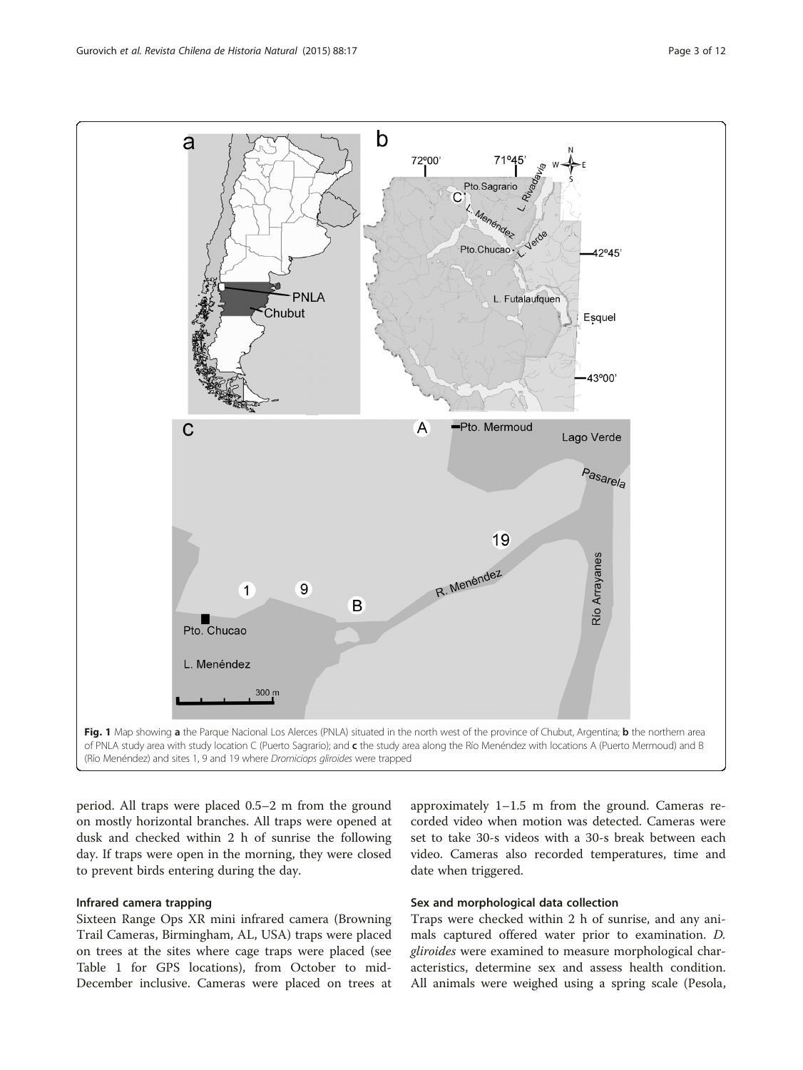Fig. 1 Map showing **a** the Parque Nacional Los Alerces (PNLA) situated in the north west of the province of Chubut, Argentina; **b** the northern area of PNLA study area with study location C (Puerto Sagrario); and **c** the study area along the Río Menéndez with locations A (Puerto Mermoud) and B (Río Menéndez) and sites 1, 9 and 19 where *Dromiciops gliroides* were trapped

period. All traps were placed 0.5–2 m from the ground on mostly horizontal branches. All traps were opened at dusk and checked within 2 h of sunrise the following day. If traps were open in the morning, they were closed to prevent birds entering during the day.

### Infrared camera trapping

Sixteen Range Ops XR mini infrared camera (Browning Trail Cameras, Birmingham, AL, USA) traps were placed on trees at the sites where cage traps were placed (see Table 1 for GPS locations), from October to mid-December inclusive. Cameras were placed on trees at approximately 1–1.5 m from the ground. Cameras recorded video when motion was detected. Cameras were set to take 30-s videos with a 30-s break between each video. Cameras also recorded temperatures, time and date when triggered.

### Sex and morphological data collection

Traps were checked within 2 h of sunrise, and any animals captured offered water prior to examination. *D. gliroides* were examined to measure morphological characteristics, determine sex and assess health condition. All animals were weighed using a spring scale (Pesola,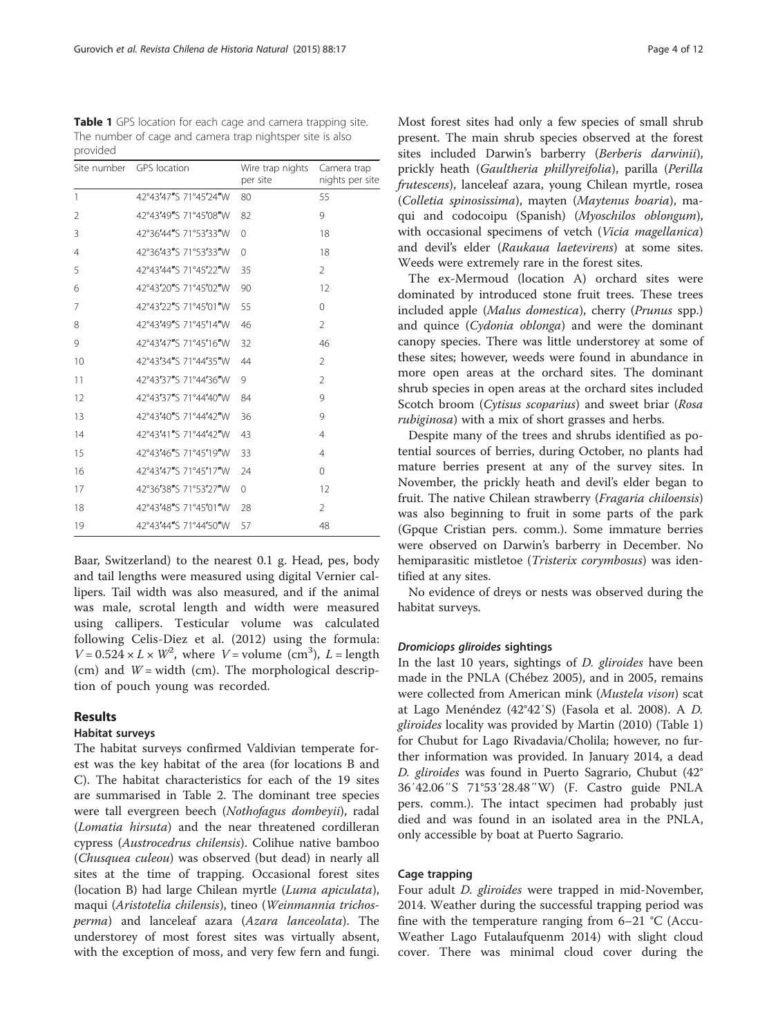**Table 1** GPS location for each cage and camera trapping site. The number of cage and camera trap nightsper site is also provided

| Site number | GPS location | Wire trap nights per site | Camera trap nights per site |
|---|---|---|---|
| 1 | 42°43′47″S 71°45′24″W | 80 | 55 |
| 2 | 42°43′49″S 71°45′08″W | 82 | 9 |
| 3 | 42°36′44″S 71°53′33″W | 0 | 18 |
| 4 | 42°36′43″S 71°53′33″W | 0 | 18 |
| 5 | 42°43′44″S 71°45′22″W | 35 | 2 |
| 6 | 42°43′20″S 71°45′02″W | 90 | 12 |
| 7 | 42°43′22″S 71°45′01″W | 55 | 0 |
| 8 | 42°43′49″S 71°45′14″W | 46 | 2 |
| 9 | 42°43′47″S 71°45′16″W | 32 | 46 |
| 10 | 42°43′34″S 71°44′35″W | 44 | 2 |
| 11 | 42°43′37″S 71°44′36″W | 9 | 2 |
| 12 | 42°43′37″S 71°44′40″W | 84 | 9 |
| 13 | 42°43′40″S 71°44′42″W | 36 | 9 |
| 14 | 42°43′41″S 71°44′42″W | 43 | 4 |
| 15 | 42°43′46″S 71°45′19″W | 33 | 4 |
| 16 | 42°43′47″S 71°45′17″W | 24 | 0 |
| 17 | 42°36′38″S 71°53′27″W | 0 | 12 |
| 18 | 42°43′48″S 71°45′01″W | 28 | 2 |
| 19 | 42°43′44″S 71°44′50″W | 57 | 48 |

Baar, Switzerland) to the nearest 0.1 g. Head, pes, body and tail lengths were measured using digital Vernier callipers. Tail width was also measured, and if the animal was male, scrotal length and width were measured using callipers. Testicular volume was calculated following Celis-Diez et al. (2012) using the formula: $V = 0.524 \times L \times W^2$, where $V$ = volume (cm$^3$), $L$ = length (cm) and $W$ = width (cm). The morphological description of pouch young was recorded.

## Results

### Habitat surveys

The habitat surveys confirmed Valdivian temperate forest was the key habitat of the area (for locations B and C). The habitat characteristics for each of the 19 sites are summarised in Table 2. The dominant tree species were tall evergreen beech (*Nothofagus dombeyii*), radal (*Lomatia hirsuta*) and the near threatened cordilleran cypress (*Austrocedrus chilensis*). Colihue native bamboo (*Chusquea culeou*) was observed (but dead) in nearly all sites at the time of trapping. Occasional forest sites (location B) had large Chilean myrtle (*Luma apiculata*), maqui (*Aristotelia chilensis*), tineo (*Weinmannia trichosperma*) and lanceleaf azara (*Azara lanceolata*). The understorey of most forest sites was virtually absent, with the exception of moss, and very few fern and fungi. Most forest sites had only a few species of small shrub present. The main shrub species observed at the forest sites included Darwin's barberry (*Berberis darwinii*), prickly heath (*Gaultheria phillyreifolia*), parilla (*Perilla frutescens*), lanceleaf azara, young Chilean myrtle, rosea (*Colletia spinosissima*), mayten (*Maytenus boaria*), maqui and codocoipu (Spanish) (*Myoschilos oblongum*), with occasional specimens of vetch (*Vicia magellanica*) and devil's elder (*Raukaua laetevirens*) at some sites. Weeds were extremely rare in the forest sites.

The ex-Mermoud (location A) orchard sites were dominated by introduced stone fruit trees. These trees included apple (*Malus domestica*), cherry (*Prunus* spp.) and quince (*Cydonia oblonga*) and were the dominant canopy species. There was little understorey at some of these sites; however, weeds were found in abundance in more open areas at the orchard sites. The dominant shrub species in open areas at the orchard sites included Scotch broom (*Cytisus scoparius*) and sweet briar (*Rosa rubiginosa*) with a mix of short grasses and herbs.

Despite many of the trees and shrubs identified as potential sources of berries, during October, no plants had mature berries present at any of the survey sites. In November, the prickly heath and devil's elder began to fruit. The native Chilean strawberry (*Fragaria chiloensis*) was also beginning to fruit in some parts of the park (Gpque Cristian pers. comm.). Some immature berries were observed on Darwin's barberry in December. No hemiparasitic mistletoe (*Tristerix corymbosus*) was identified at any sites.

No evidence of dreys or nests was observed during the habitat surveys.

### *Dromiciops gliroides* sightings

In the last 10 years, sightings of *D. gliroides* have been made in the PNLA (Chébez 2005), and in 2005, remains were collected from American mink (*Mustela vison*) scat at Lago Menéndez (42°42′S) (Fasola et al. 2008). A *D. gliroides* locality was provided by Martin (2010) (Table 1) for Chubut for Lago Rivadavia/Cholila; however, no further information was provided. In January 2014, a dead *D. gliroides* was found in Puerto Sagrario, Chubut (42° 36′42.06′′S 71°53′28.48′′W) (F. Castro guide PNLA pers. comm.). The intact specimen had probably just died and was found in an isolated area in the PNLA, only accessible by boat at Puerto Sagrario.

### Cage trapping

Four adult *D. gliroides* were trapped in mid-November, 2014. Weather during the successful trapping period was fine with the temperature ranging from 6–21 °C (AccuWeather Lago Futalaufquenm 2014) with slight cloud cover. There was minimal cloud cover during the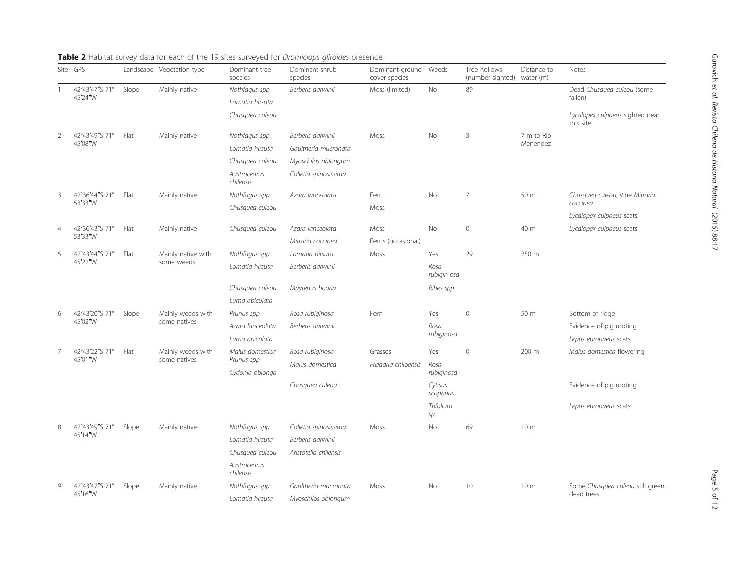**Table 2** Habitat survey data for each of the 19 sites surveyed for *Dromiciops gliroides* presence

| Site | GPS | Landscape | Vegetation type | Dominant tree species | Dominant shrub species | Dominant ground cover species | Weeds | Tree hollows (number sighted) | Distance to water (m) | Notes |
|---|---|---|---|---|---|---|---|---|---|---|
| 1 | 42°43′47″S 71° 45′24″W | Slope | Mainly native | *Nothfagus spp.* | *Berberis darwinii* | Moss (limited) | No | 89 | | Dead *Chusquea culeou* (some fallen) |
| | | | | *Lomatia hirsuta* | | | | | | |
| | | | | *Chusquea culeou* | | | | | | *Lycalopex culpaeus* sighted near this site |
| 2 | 42°43′49″S 71° 45′08″W | Flat | Mainly native | *Nothfagus spp.* | *Berberis darwinii* | Moss | No | 3 | 7 m to Rio Menendez | |
| | | | | *Lomatia hirsuta* | *Gaultheria mucronata* | | | | | |
| | | | | *Chusquea culeou* | *Myoschilos oblongum* | | | | | |
| | | | | *Austrocedrus chilensis* | *Colletia spinosissima* | | | | | |
| 3 | 42°36′44″S 71° 53′33″W | Flat | Mainly native | *Nothfagus spp.* | *Azara lanceolata* | Fern | No | 7 | 50 m | *Chusquea culeou*; Vine *Mitraria coccinea* |
| | | | | *Chusquea culeou* | | Moss | | | | |
| | | | | | | | | | | *Lycalopex culpaeus* scats |
| 4 | 42°36′43″S 71° 53′33″W | Flat | Mainly native | *Chusquea culeou* | *Azara lanceolata* | Moss | No | 0 | 40 m | *Lycalopex culpaeus* scats |
| | | | | | *Mitraria coccinea* | Ferns (occasional) | | | | |
| 5 | 42°43′44″S 71° 45′22″W | Flat | Mainly native with some weeds | *Nothfagus spp.* | *Lomatia hirsuta* | Moss | Yes | 29 | 250 m | |
| | | | | *Lomatia hirsuta* | *Berberis darwinii* | | *Rosa rubigin osa* | | | |
| | | | | *Chusquea culeou* | *Maytenus boaria* | | *Ribes spp.* | | | |
| | | | | *Luma apiculata* | | | | | | |
| 6 | 42°43′20″S 71° 45′02″W | Slope | Mainly weeds with some natives | *Prunus spp.* | *Rosa rubiginosa* | Fern | Yes | 0 | 50 m | Bottom of ridge |
| | | | | *Azara lanceolata* | *Berberis darwinii* | | *Rosa rubiginosa* | | | Evidence of pig rooting |
| | | | | *Luma apiculata* | | | | | | *Lepus europaeus* scats |
| 7 | 42°43′22″S 71° 45′01″W | Flat | Mainly weeds with some natives | *Malus domestica* *Prunus spp.* | *Rosa rubiginosa* | Grasses | Yes | 0 | 200 m | *Malus domestica* flowering |
| | | | | *Cydonia oblonga* | *Malus domestica* | *Fragaria chiloensis* | *Rosa rubiginosa* | | | |
| | | | | | *Chusquea culeou* | | *Cytisus scoparius* | | | Evidence of pig rooting |
| | | | | | | | *Trifolium sp.* | | | *Lepus europaeus* scats |
| 8 | 42°43′49″S 71° 45′14″W | Slope | Mainly native | *Nothfagus spp.* | *Colletia spinosissima* | Moss | No | 69 | 10 m | |
| | | | | *Lomatia hirsuta* | *Berberis darwinii* | | | | | |
| | | | | *Chusquea culeou* | *Aristotelia chilensis* | | | | | |
| | | | | *Austrocedrus chilensis* | | | | | | |
| 9 | 42°43′47″S 71° 45′16″W | Slope | Mainly native | *Nothfagus spp.* | *Gaultheria mucronata* | Moss | No | 10 | 10 m | Some *Chusquea culeou* still green, dead trees |
| | | | | *Lomatia hirsuta* | *Myoschilos oblongum* | | | | | |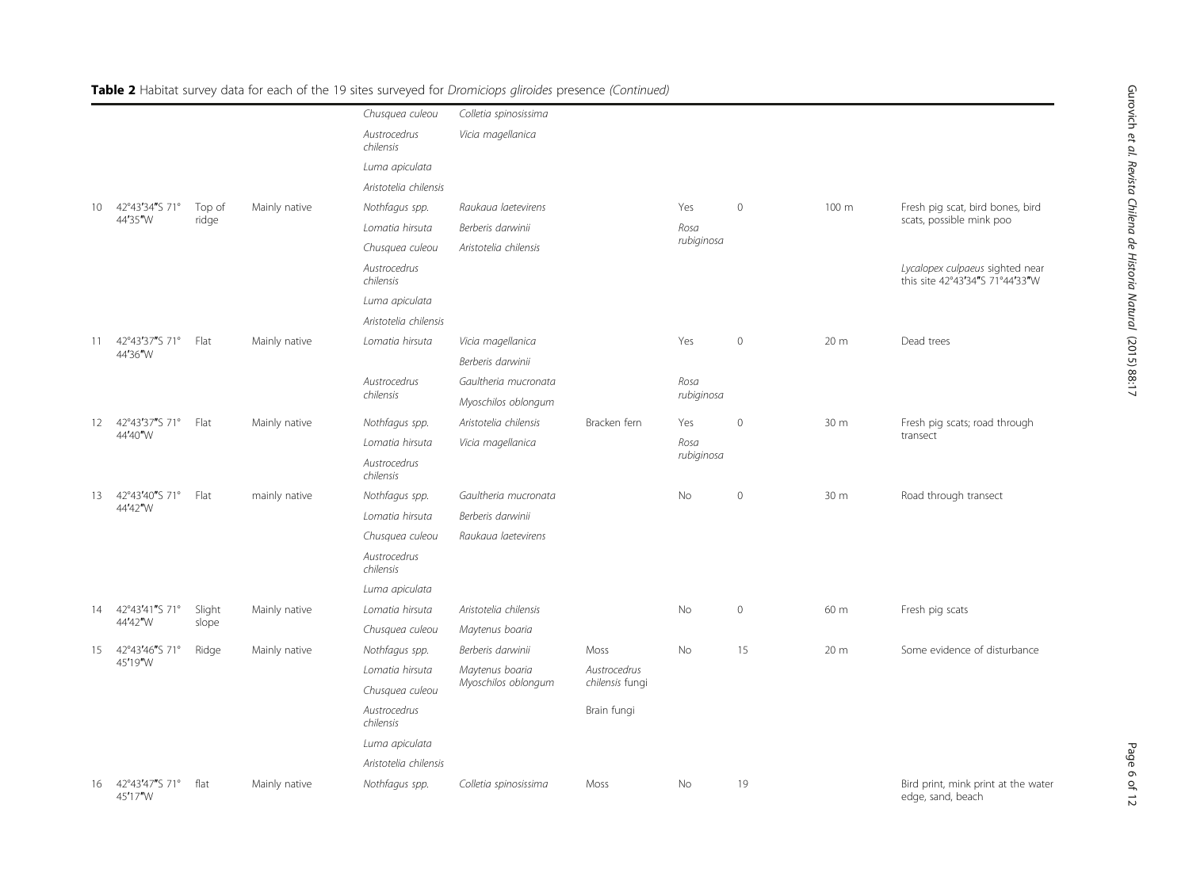**Table 2** Habitat survey data for each of the 19 sites surveyed for *Dromiciops gliroides* presence *(Continued)*

| | | | | | | | | | | |
|---|---|---|---|---|---|---|---|---|---|---|
| | | | | *Chusquea culeou* | *Colletia spinosissima* | | | | | |
| | | | | *Austrocedrus chilensis* | *Vicia magellanica* | | | | | |
| | | | | *Luma apiculata* | | | | | | |
| | | | | *Aristotelia chilensis* | | | | | | |
| 10 | 42°43′34″S 71° 44′35″W | Top of ridge | Mainly native | *Nothfagus spp.* | *Raukaua laetevirens* | | Yes | 0 | 100 m | Fresh pig scat, bird bones, bird scats, possible mink poo |
| | | | | *Lomatia hirsuta* | *Berberis darwinii* | | Rosa rubiginosa | | | |
| | | | | *Chusquea culeou* | *Aristotelia chilensis* | | | | | |
| | | | | *Austrocedrus chilensis* | | | | | | *Lycalopex culpaeus* sighted near this site 42°43′34″S 71°44′33″W |
| | | | | *Luma apiculata* | | | | | | |
| | | | | *Aristotelia chilensis* | | | | | | |
| 11 | 42°43′37″S 71° 44′36″W | Flat | Mainly native | *Lomatia hirsuta* | *Vicia magellanica* | | Yes | 0 | 20 m | Dead trees |
| | | | | | *Berberis darwinii* | | | | | |
| | | | | *Austrocedrus chilensis* | *Gaultheria mucronata* | | Rosa rubiginosa | | | |
| | | | | | *Myoschilos oblongum* | | | | | |
| 12 | 42°43′37″S 71° 44′40″W | Flat | Mainly native | *Nothfagus spp.* | *Aristotelia chilensis* | Bracken fern | Yes | 0 | 30 m | Fresh pig scats; road through transect |
| | | | | *Lomatia hirsuta* | *Vicia magellanica* | | Rosa rubiginosa | | | |
| | | | | *Austrocedrus chilensis* | | | | | | |
| 13 | 42°43′40″S 71° 44′42″W | Flat | mainly native | *Nothfagus spp.* | *Gaultheria mucronata* | | No | 0 | 30 m | Road through transect |
| | | | | *Lomatia hirsuta* | *Berberis darwinii* | | | | | |
| | | | | *Chusquea culeou* | *Raukaua laetevirens* | | | | | |
| | | | | *Austrocedrus chilensis* | | | | | | |
| | | | | *Luma apiculata* | | | | | | |
| 14 | 42°43′41″S 71° 44′42″W | Slight slope | Mainly native | *Lomatia hirsuta* | *Aristotelia chilensis* | | No | 0 | 60 m | Fresh pig scats |
| | | | | *Chusquea culeou* | *Maytenus boaria* | | | | | |
| 15 | 42°43′46″S 71° 45′19″W | Ridge | Mainly native | *Nothfagus spp.* | *Berberis darwinii* | Moss | No | 15 | 20 m | Some evidence of disturbance |
| | | | | *Lomatia hirsuta* | *Maytenus boaria* | *Austrocedrus chilensis* fungi | | | | |
| | | | | *Chusquea culeou* | *Myoschilos oblongum* | | | | | |
| | | | | *Austrocedrus chilensis* | | Brain fungi | | | | |
| | | | | *Luma apiculata* | | | | | | |
| | | | | *Aristotelia chilensis* | | | | | | |
| 16 | 42°43′47″S 71° 45′17″W | flat | Mainly native | *Nothfagus spp.* | *Colletia spinosissima* | Moss | No | 19 | | Bird print, mink print at the water edge, sand, beach |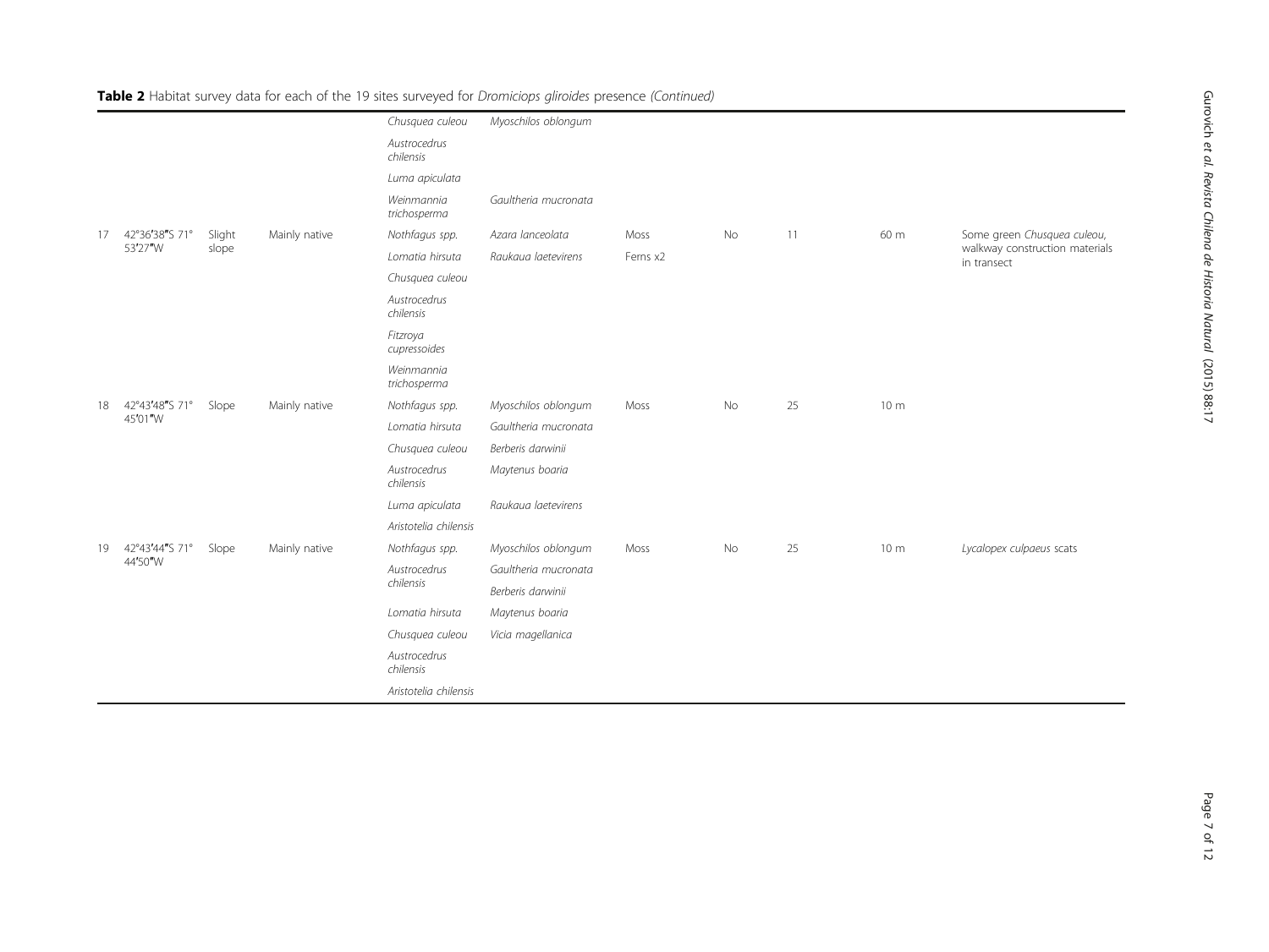**Table 2** Habitat survey data for each of the 19 sites surveyed for *Dromiciops gliroides* presence *(Continued)*

| | | | | | | | | | | |
|---|---|---|---|---|---|---|---|---|---|---|
| | | | | *Chusquea culeou* | *Myoschilos oblongum* | | | | | |
| | | | | *Austrocedrus chilensis* | | | | | | |
| | | | | *Luma apiculata* | | | | | | |
| | | | | *Weinmannia trichosperma* | *Gaultheria mucronata* | | | | | |
| 17 | 42°36′38″S 71° 53′27″W | Slight slope | Mainly native | *Nothfagus spp.* | *Azara lanceolata* | Moss | No | 11 | 60 m | Some green *Chusquea culeou*, walkway construction materials in transect |
| | | | | *Lomatia hirsuta* | *Raukaua laetevirens* | Ferns x2 | | | | |
| | | | | *Chusquea culeou* | | | | | | |
| | | | | *Austrocedrus chilensis* | | | | | | |
| | | | | *Fitzroya cupressoides* | | | | | | |
| | | | | *Weinmannia trichosperma* | | | | | | |
| 18 | 42°43′48″S 71° 45′01″W | Slope | Mainly native | *Nothfagus spp.* | *Myoschilos oblongum* | Moss | No | 25 | 10 m | |
| | | | | *Lomatia hirsuta* | *Gaultheria mucronata* | | | | | |
| | | | | *Chusquea culeou* | *Berberis darwinii* | | | | | |
| | | | | *Austrocedrus chilensis* | *Maytenus boaria* | | | | | |
| | | | | *Luma apiculata* | *Raukaua laetevirens* | | | | | |
| | | | | *Aristotelia chilensis* | | | | | | |
| 19 | 42°43′44″S 71° 44′50″W | Slope | Mainly native | *Nothfagus spp.* | *Myoschilos oblongum* | Moss | No | 25 | 10 m | *Lycalopex culpaeus* scats |
| | | | | *Austrocedrus chilensis* | *Gaultheria mucronata* | | | | | |
| | | | | | *Berberis darwinii* | | | | | |
| | | | | *Lomatia hirsuta* | *Maytenus boaria* | | | | | |
| | | | | *Chusquea culeou* | *Vicia magellanica* | | | | | |
| | | | | *Austrocedrus chilensis* | | | | | | |
| | | | | *Aristotelia chilensis* | | | | | | |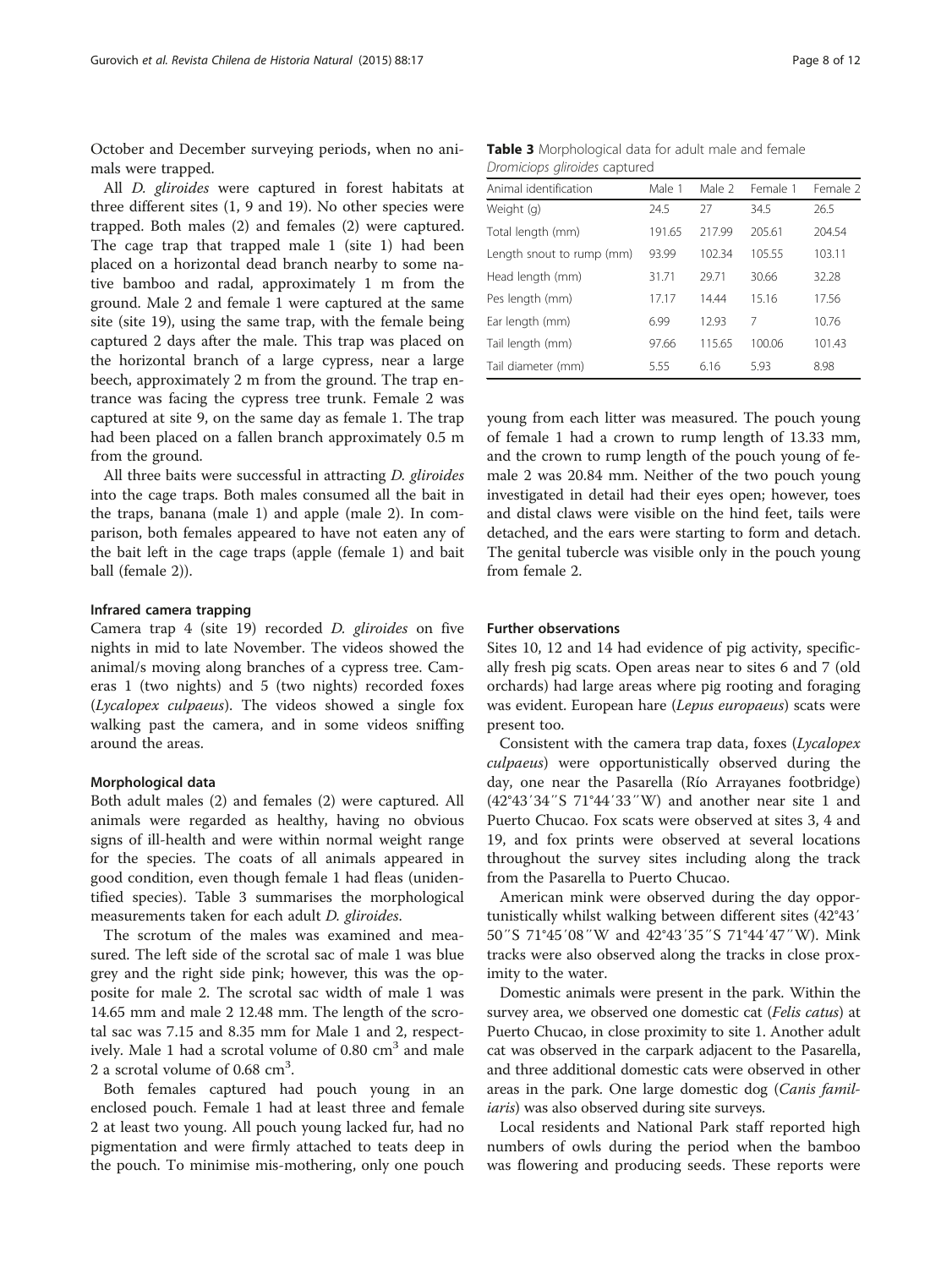October and December surveying periods, when no animals were trapped.

All *D. gliroides* were captured in forest habitats at three different sites (1, 9 and 19). No other species were trapped. Both males (2) and females (2) were captured. The cage trap that trapped male 1 (site 1) had been placed on a horizontal dead branch nearby to some native bamboo and radal, approximately 1 m from the ground. Male 2 and female 1 were captured at the same site (site 19), using the same trap, with the female being captured 2 days after the male. This trap was placed on the horizontal branch of a large cypress, near a large beech, approximately 2 m from the ground. The trap entrance was facing the cypress tree trunk. Female 2 was captured at site 9, on the same day as female 1. The trap had been placed on a fallen branch approximately 0.5 m from the ground.

All three baits were successful in attracting *D. gliroides* into the cage traps. Both males consumed all the bait in the traps, banana (male 1) and apple (male 2). In comparison, both females appeared to have not eaten any of the bait left in the cage traps (apple (female 1) and bait ball (female 2)).

#### Infrared camera trapping

Camera trap 4 (site 19) recorded *D. gliroides* on five nights in mid to late November. The videos showed the animal/s moving along branches of a cypress tree. Cameras 1 (two nights) and 5 (two nights) recorded foxes (*Lycalopex culpaeus*). The videos showed a single fox walking past the camera, and in some videos sniffing around the areas.

#### Morphological data

Both adult males (2) and females (2) were captured. All animals were regarded as healthy, having no obvious signs of ill-health and were within normal weight range for the species. The coats of all animals appeared in good condition, even though female 1 had fleas (unidentified species). Table 3 summarises the morphological measurements taken for each adult *D. gliroides*.

The scrotum of the males was examined and measured. The left side of the scrotal sac of male 1 was blue grey and the right side pink; however, this was the opposite for male 2. The scrotal sac width of male 1 was 14.65 mm and male 2 12.48 mm. The length of the scrotal sac was 7.15 and 8.35 mm for Male 1 and 2, respectively. Male 1 had a scrotal volume of 0.80 $cm^3$ and male 2 a scrotal volume of 0.68 $cm^3$.

Both females captured had pouch young in an enclosed pouch. Female 1 had at least three and female 2 at least two young. All pouch young lacked fur, had no pigmentation and were firmly attached to teats deep in the pouch. To minimise mis-mothering, only one pouch young from each litter was measured. The pouch young of female 1 had a crown to rump length of 13.33 mm, and the crown to rump length of the pouch young of female 2 was 20.84 mm. Neither of the two pouch young investigated in detail had their eyes open; however, toes and distal claws were visible on the hind feet, tails were detached, and the ears were starting to form and detach. The genital tubercle was visible only in the pouch young from female 2.

**Table 3** Morphological data for adult male and female *Dromiciops gliroides* captured

| Animal identification | Male 1 | Male 2 | Female 1 | Female 2 |
|---|---|---|---|---|
| Weight (g) | 24.5 | 27 | 34.5 | 26.5 |
| Total length (mm) | 191.65 | 217.99 | 205.61 | 204.54 |
| Length snout to rump (mm) | 93.99 | 102.34 | 105.55 | 103.11 |
| Head length (mm) | 31.71 | 29.71 | 30.66 | 32.28 |
| Pes length (mm) | 17.17 | 14.44 | 15.16 | 17.56 |
| Ear length (mm) | 6.99 | 12.93 | 7 | 10.76 |
| Tail length (mm) | 97.66 | 115.65 | 100.06 | 101.43 |
| Tail diameter (mm) | 5.55 | 6.16 | 5.93 | 8.98 |

#### Further observations

Sites 10, 12 and 14 had evidence of pig activity, specifically fresh pig scats. Open areas near to sites 6 and 7 (old orchards) had large areas where pig rooting and foraging was evident. European hare (*Lepus europaeus*) scats were present too.

Consistent with the camera trap data, foxes (*Lycalopex culpaeus*) were opportunistically observed during the day, one near the Pasarella (Río Arrayanes footbridge) (42°43′34″S 71°44′33″W) and another near site 1 and Puerto Chucao. Fox scats were observed at sites 3, 4 and 19, and fox prints were observed at several locations throughout the survey sites including along the track from the Pasarella to Puerto Chucao.

American mink were observed during the day opportunistically whilst walking between different sites (42°43′50″S 71°45′08″W and 42°43′35″S 71°44′47″W). Mink tracks were also observed along the tracks in close proximity to the water.

Domestic animals were present in the park. Within the survey area, we observed one domestic cat (*Felis catus*) at Puerto Chucao, in close proximity to site 1. Another adult cat was observed in the carpark adjacent to the Pasarella, and three additional domestic cats were observed in other areas in the park. One large domestic dog (*Canis familiaris*) was also observed during site surveys.

Local residents and National Park staff reported high numbers of owls during the period when the bamboo was flowering and producing seeds. These reports were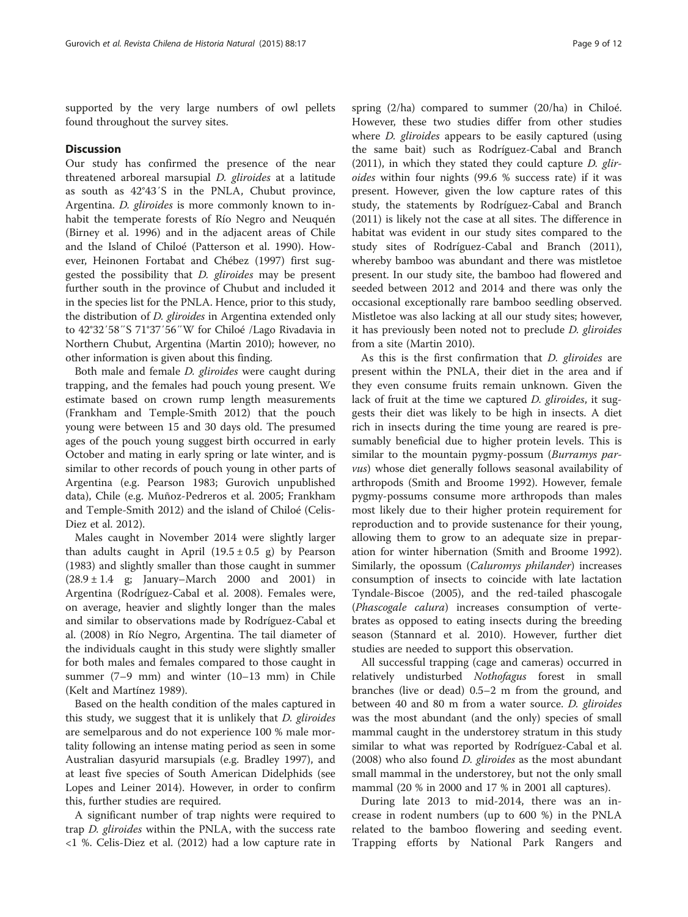supported by the very large numbers of owl pellets found throughout the survey sites.

## Discussion

Our study has confirmed the presence of the near threatened arboreal marsupial *D. gliroides* at a latitude as south as 42°43′S in the PNLA, Chubut province, Argentina. *D. gliroides* is more commonly known to inhabit the temperate forests of Río Negro and Neuquén (Birney et al. 1996) and in the adjacent areas of Chile and the Island of Chiloé (Patterson et al. 1990). However, Heinonen Fortabat and Chébez (1997) first suggested the possibility that *D. gliroides* may be present further south in the province of Chubut and included it in the species list for the PNLA. Hence, prior to this study, the distribution of *D. gliroides* in Argentina extended only to 42°32′58′′S 71°37′56′′W for Chiloé /Lago Rivadavia in Northern Chubut, Argentina (Martin 2010); however, no other information is given about this finding.

Both male and female *D. gliroides* were caught during trapping, and the females had pouch young present. We estimate based on crown rump length measurements (Frankham and Temple-Smith 2012) that the pouch young were between 15 and 30 days old. The presumed ages of the pouch young suggest birth occurred in early October and mating in early spring or late winter, and is similar to other records of pouch young in other parts of Argentina (e.g. Pearson 1983; Gurovich unpublished data), Chile (e.g. Muñoz-Pedreros et al. 2005; Frankham and Temple-Smith 2012) and the island of Chiloé (Celis-Diez et al. 2012).

Males caught in November 2014 were slightly larger than adults caught in April (19.5 ± 0.5 g) by Pearson (1983) and slightly smaller than those caught in summer (28.9 ± 1.4 g; January–March 2000 and 2001) in Argentina (Rodríguez-Cabal et al. 2008). Females were, on average, heavier and slightly longer than the males and similar to observations made by Rodríguez-Cabal et al. (2008) in Río Negro, Argentina. The tail diameter of the individuals caught in this study were slightly smaller for both males and females compared to those caught in summer (7–9 mm) and winter (10–13 mm) in Chile (Kelt and Martínez 1989).

Based on the health condition of the males captured in this study, we suggest that it is unlikely that *D. gliroides* are semelparous and do not experience 100 % male mortality following an intense mating period as seen in some Australian dasyurid marsupials (e.g. Bradley 1997), and at least five species of South American Didelphids (see Lopes and Leiner 2014). However, in order to confirm this, further studies are required.

A significant number of trap nights were required to trap *D. gliroides* within the PNLA, with the success rate <1 %. Celis-Diez et al. (2012) had a low capture rate in spring (2/ha) compared to summer (20/ha) in Chiloé. However, these two studies differ from other studies where *D. gliroides* appears to be easily captured (using the same bait) such as Rodríguez-Cabal and Branch (2011), in which they stated they could capture *D. gliroides* within four nights (99.6 % success rate) if it was present. However, given the low capture rates of this study, the statements by Rodríguez-Cabal and Branch (2011) is likely not the case at all sites. The difference in habitat was evident in our study sites compared to the study sites of Rodríguez-Cabal and Branch (2011), whereby bamboo was abundant and there was mistletoe present. In our study site, the bamboo had flowered and seeded between 2012 and 2014 and there was only the occasional exceptionally rare bamboo seedling observed. Mistletoe was also lacking at all our study sites; however, it has previously been noted not to preclude *D. gliroides* from a site (Martin 2010).

As this is the first confirmation that *D. gliroides* are present within the PNLA, their diet in the area and if they even consume fruits remain unknown. Given the lack of fruit at the time we captured *D. gliroides*, it suggests their diet was likely to be high in insects. A diet rich in insects during the time young are reared is presumably beneficial due to higher protein levels. This is similar to the mountain pygmy-possum (*Burramys parvus*) whose diet generally follows seasonal availability of arthropods (Smith and Broome 1992). However, female pygmy-possums consume more arthropods than males most likely due to their higher protein requirement for reproduction and to provide sustenance for their young, allowing them to grow to an adequate size in preparation for winter hibernation (Smith and Broome 1992). Similarly, the opossum (*Caluromys philander*) increases consumption of insects to coincide with late lactation Tyndale-Biscoe (2005), and the red-tailed phascogale (*Phascogale calura*) increases consumption of vertebrates as opposed to eating insects during the breeding season (Stannard et al. 2010). However, further diet studies are needed to support this observation.

All successful trapping (cage and cameras) occurred in relatively undisturbed *Nothofagus* forest in small branches (live or dead) 0.5–2 m from the ground, and between 40 and 80 m from a water source. *D. gliroides* was the most abundant (and the only) species of small mammal caught in the understorey stratum in this study similar to what was reported by Rodríguez-Cabal et al. (2008) who also found *D. gliroides* as the most abundant small mammal in the understorey, but not the only small mammal (20 % in 2000 and 17 % in 2001 all captures).

During late 2013 to mid-2014, there was an increase in rodent numbers (up to 600 %) in the PNLA related to the bamboo flowering and seeding event. Trapping efforts by National Park Rangers and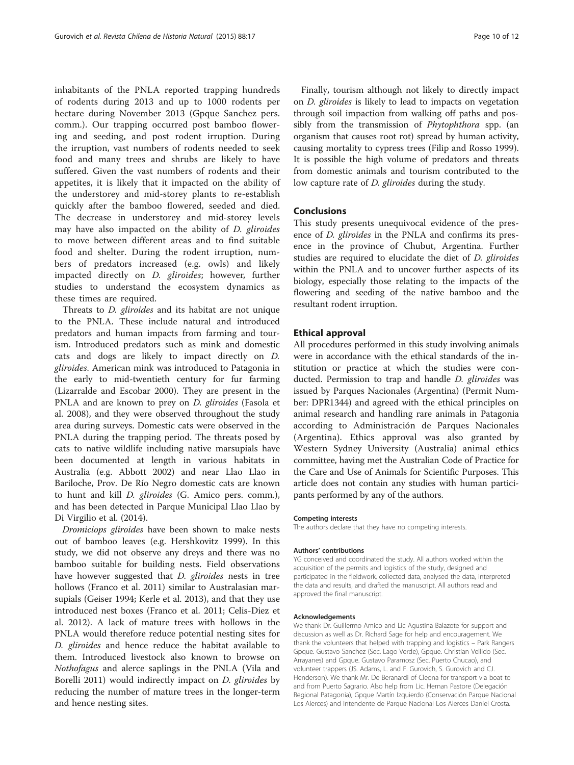inhabitants of the PNLA reported trapping hundreds of rodents during 2013 and up to 1000 rodents per hectare during November 2013 (Gpque Sanchez pers. comm.). Our trapping occurred post bamboo flowering and seeding, and post rodent irruption. During the irruption, vast numbers of rodents needed to seek food and many trees and shrubs are likely to have suffered. Given the vast numbers of rodents and their appetites, it is likely that it impacted on the ability of the understorey and mid-storey plants to re-establish quickly after the bamboo flowered, seeded and died. The decrease in understorey and mid-storey levels may have also impacted on the ability of *D. gliroides* to move between different areas and to find suitable food and shelter. During the rodent irruption, numbers of predators increased (e.g. owls) and likely impacted directly on *D. gliroides*; however, further studies to understand the ecosystem dynamics as these times are required.

Threats to *D. gliroides* and its habitat are not unique to the PNLA. These include natural and introduced predators and human impacts from farming and tourism. Introduced predators such as mink and domestic cats and dogs are likely to impact directly on *D. gliroides*. American mink was introduced to Patagonia in the early to mid-twentieth century for fur farming (Lizarralde and Escobar 2000). They are present in the PNLA and are known to prey on *D. gliroides* (Fasola et al. 2008), and they were observed throughout the study area during surveys. Domestic cats were observed in the PNLA during the trapping period. The threats posed by cats to native wildlife including native marsupials have been documented at length in various habitats in Australia (e.g. Abbott 2002) and near Llao Llao in Bariloche, Prov. De Río Negro domestic cats are known to hunt and kill *D. gliroides* (G. Amico pers. comm.), and has been detected in Parque Municipal Llao Llao by Di Virgilio et al. (2014).

*Dromiciops gliroides* have been shown to make nests out of bamboo leaves (e.g. Hershkovitz 1999). In this study, we did not observe any dreys and there was no bamboo suitable for building nests. Field observations have however suggested that *D. gliroides* nests in tree hollows (Franco et al. 2011) similar to Australasian marsupials (Geiser 1994; Kerle et al. 2013), and that they use introduced nest boxes (Franco et al. 2011; Celis-Diez et al. 2012). A lack of mature trees with hollows in the PNLA would therefore reduce potential nesting sites for *D. gliroides* and hence reduce the habitat available to them. Introduced livestock also known to browse on *Nothofagus* and alerce saplings in the PNLA (Vila and Borelli 2011) would indirectly impact on *D. gliroides* by reducing the number of mature trees in the longer-term and hence nesting sites.

Finally, tourism although not likely to directly impact on *D. gliroides* is likely to lead to impacts on vegetation through soil impaction from walking off paths and possibly from the transmission of *Phytophthora* spp. (an organism that causes root rot) spread by human activity, causing mortality to cypress trees (Filip and Rosso 1999). It is possible the high volume of predators and threats from domestic animals and tourism contributed to the low capture rate of *D. gliroides* during the study.

## Conclusions

This study presents unequivocal evidence of the presence of *D. gliroides* in the PNLA and confirms its presence in the province of Chubut, Argentina. Further studies are required to elucidate the diet of *D. gliroides* within the PNLA and to uncover further aspects of its biology, especially those relating to the impacts of the flowering and seeding of the native bamboo and the resultant rodent irruption.

## Ethical approval

All procedures performed in this study involving animals were in accordance with the ethical standards of the institution or practice at which the studies were conducted. Permission to trap and handle *D. gliroides* was issued by Parques Nacionales (Argentina) (Permit Number: DPR1344) and agreed with the ethical principles on animal research and handling rare animals in Patagonia according to Administración de Parques Nacionales (Argentina). Ethics approval was also granted by Western Sydney University (Australia) animal ethics committee, having met the Australian Code of Practice for the Care and Use of Animals for Scientific Purposes. This article does not contain any studies with human participants performed by any of the authors.

#### Competing interests

The authors declare that they have no competing interests.

#### Authors' contributions

YG conceived and coordinated the study. All authors worked within the acquisition of the permits and logistics of the study, designed and participated in the fieldwork, collected data, analysed the data, interpreted the data and results, and drafted the manuscript. All authors read and approved the final manuscript.

#### Acknowledgements

We thank Dr. Guillermo Amico and Lic Agustina Balazote for support and discussion as well as Dr. Richard Sage for help and encouragement. We thank the volunteers that helped with trapping and logistics – Park Rangers Gpque. Gustavo Sanchez (Sec. Lago Verde), Gpque. Christian Vellido (Sec. Arrayanes) and Gpque. Gustavo Paramosz (Sec. Puerto Chucao), and volunteer trappers (JS. Adams, L. and F. Gurovich, S. Gurovich and CJ. Henderson). We thank Mr. De Beranardi of Cleona for transport via boat to and from Puerto Sagrario. Also help from Lic. Hernan Pastore (Delegación Regional Patagonia), Gpque Martín Izquierdo (Conservación Parque Nacional Los Alerces) and Intendente de Parque Nacional Los Alerces Daniel Crosta.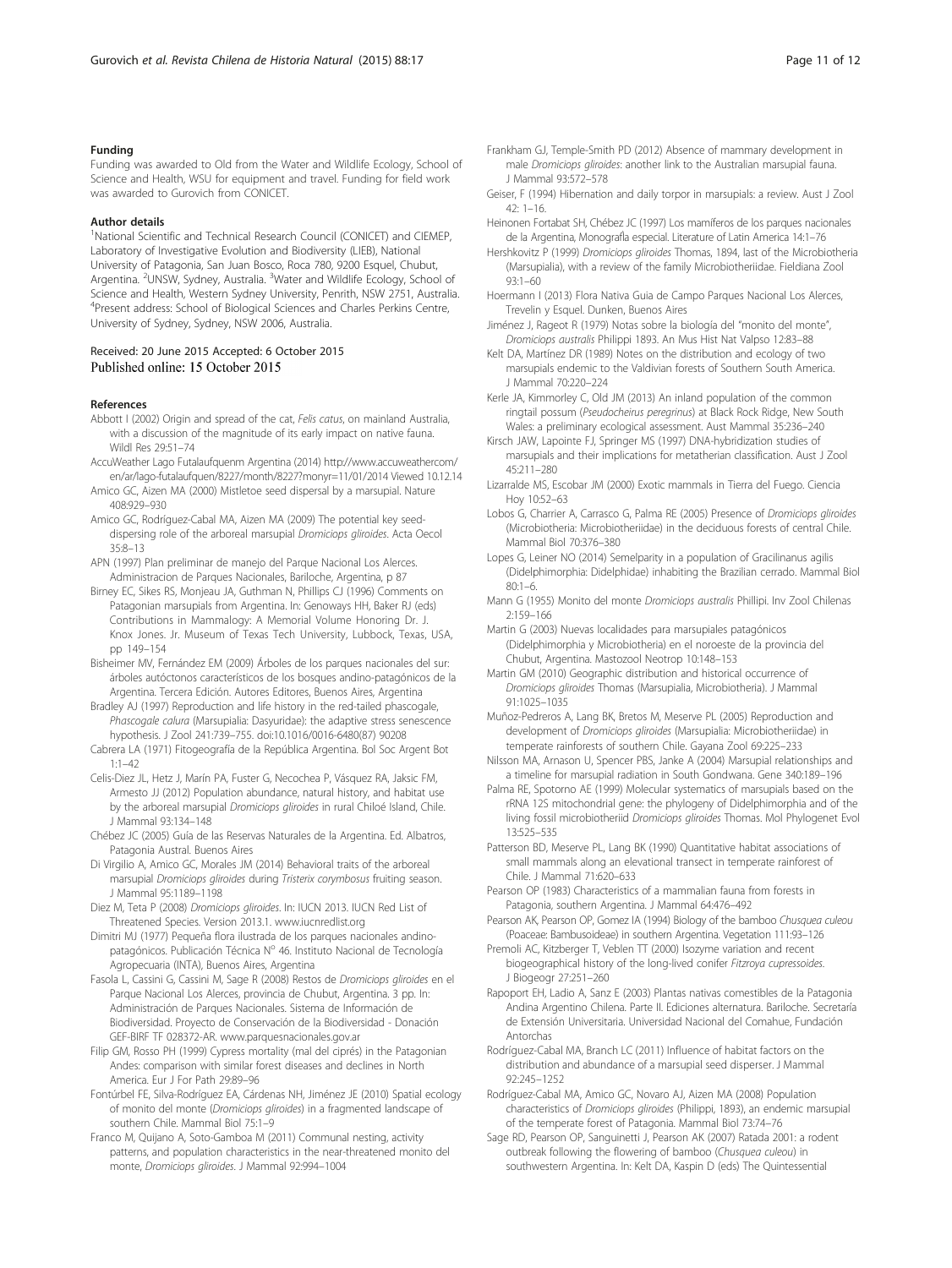## Funding

Funding was awarded to Old from the Water and Wildlife Ecology, School of Science and Health, WSU for equipment and travel. Funding for field work was awarded to Gurovich from CONICET.

## Author details

[1]National Scientific and Technical Research Council (CONICET) and CIEMEP, Laboratory of Investigative Evolution and Biodiversity (LIEB), National University of Patagonia, San Juan Bosco, Roca 780, 9200 Esquel, Chubut, Argentina. [2]UNSW, Sydney, Australia. [3]Water and Wildlife Ecology, School of Science and Health, Western Sydney University, Penrith, NSW 2751, Australia. [4]Present address: School of Biological Sciences and Charles Perkins Centre, University of Sydney, Sydney, NSW 2006, Australia.

Received: 20 June 2015 Accepted: 6 October 2015
Published online: 15 October 2015

## References

Abbott I (2002) Origin and spread of the cat, *Felis catus*, on mainland Australia, with a discussion of the magnitude of its early impact on native fauna. Wildl Res 29:51–74

AccuWeather Lago Futalaufquenm Argentina (2014) http://www.accuweathercom/en/ar/lago-futalaufquen/8227/month/8227?monyr=11/01/2014 Viewed 10.12.14

Amico GC, Aizen MA (2000) Mistletoe seed dispersal by a marsupial. Nature 408:929–930

Amico GC, Rodríguez-Cabal MA, Aizen MA (2009) The potential key seed-dispersing role of the arboreal marsupial *Dromiciops gliroides*. Acta Oecol 35:8–13

APN (1997) Plan preliminar de manejo del Parque Nacional Los Alerces. Administracion de Parques Nacionales, Bariloche, Argentina, p 87

Birney EC, Sikes RS, Monjeau JA, Guthman N, Phillips CJ (1996) Comments on Patagonian marsupials from Argentina. In: Genoways HH, Baker RJ (eds) Contributions in Mammalogy: A Memorial Volume Honoring Dr. J. Knox Jones. Jr. Museum of Texas Tech University, Lubbock, Texas, USA, pp 149–154

Bisheimer MV, Fernández EM (2009) Árboles de los parques nacionales del sur: árboles autóctonos característicos de los bosques andino-patagónicos de la Argentina. Tercera Edición. Autores Editores, Buenos Aires, Argentina

Bradley AJ (1997) Reproduction and life history in the red-tailed phascogale, *Phascogale calura* (Marsupialia: Dasyuridae): the adaptive stress senescence hypothesis. J Zool 241:739–755. doi:10.1016/0016-6480(87) 90208

Cabrera LA (1971) Fitogeografía de la República Argentina. Bol Soc Argent Bot 1:1–42

Celis-Diez JL, Hetz J, Marín PA, Fuster G, Necochea P, Vásquez RA, Jaksic FM, Armesto JJ (2012) Population abundance, natural history, and habitat use by the arboreal marsupial *Dromiciops gliroides* in rural Chiloé Island, Chile. J Mammal 93:134–148

Chébez JC (2005) Guía de las Reservas Naturales de la Argentina. Ed. Albatros, Patagonia Austral. Buenos Aires

Di Virgilio A, Amico GC, Morales JM (2014) Behavioral traits of the arboreal marsupial *Dromiciops gliroides* during *Tristerix corymbosus* fruiting season. J Mammal 95:1189–1198

Diez M, Teta P (2008) *Dromiciops gliroides*. In: IUCN 2013. IUCN Red List of Threatened Species. Version 2013.1. www.iucnredlist.org

Dimitri MJ (1977) Pequeña flora ilustrada de los parques nacionales andino-patagónicos. Publicación Técnica N° 46. Instituto Nacional de Tecnología Agropecuaria (INTA), Buenos Aires, Argentina

Fasola L, Cassini G, Cassini M, Sage R (2008) Restos de *Dromiciops gliroides* en el Parque Nacional Los Alerces, provincia de Chubut, Argentina. 3 pp. In: Administración de Parques Nacionales. Sistema de Información de Biodiversidad. Proyecto de Conservación de la Biodiversidad - Donación GEF-BIRF TF 028372-AR. www.parquesnacionales.gov.ar

Filip GM, Rosso PH (1999) Cypress mortality (mal del ciprés) in the Patagonian Andes: comparison with similar forest diseases and declines in North America. Eur J For Path 29:89–96

Fontúrbel FE, Silva-Rodríguez EA, Cárdenas NH, Jiménez JE (2010) Spatial ecology of monito del monte (*Dromiciops gliroides*) in a fragmented landscape of southern Chile. Mammal Biol 75:1–9

Franco M, Quijano A, Soto-Gamboa M (2011) Communal nesting, activity patterns, and population characteristics in the near-threatened monito del monte, *Dromiciops gliroides*. J Mammal 92:994–1004

Frankham GJ, Temple-Smith PD (2012) Absence of mammary development in male *Dromiciops gliroides*: another link to the Australian marsupial fauna. J Mammal 93:572–578

Geiser, F (1994) Hibernation and daily torpor in marsupials: a review. Aust J Zool 42: 1–16.

Heinonen Fortabat SH, Chébez JC (1997) Los mamíferos de los parques nacionales de la Argentina, Monografía especial. Literature of Latin America 14:1–76

Hershkovitz P (1999) *Dromiciops gliroides* Thomas, 1894, last of the Microbiotheria (Marsupialia), with a review of the family Microbiotheriidae. Fieldiana Zool 93:1–60

Hoermann I (2013) Flora Nativa Guia de Campo Parques Nacional Los Alerces, Trevelin y Esquel. Dunken, Buenos Aires

Jiménez J, Rageot R (1979) Notas sobre la biología del "monito del monte", *Dromiciops australis* Philippi 1893. An Mus Hist Nat Valpso 12:83–88

Kelt DA, Martínez DR (1989) Notes on the distribution and ecology of two marsupials endemic to the Valdivian forests of Southern South America. J Mammal 70:220–224

Kerle JA, Kimmorley C, Old JM (2013) An inland population of the common ringtail possum (*Pseudocheirus peregrinus*) at Black Rock Ridge, New South Wales: a preliminary ecological assessment. Aust Mammal 35:236–240

Kirsch JAW, Lapointe FJ, Springer MS (1997) DNA-hybridization studies of marsupials and their implications for metatherian classification. Aust J Zool 45:211–280

Lizarralde MS, Escobar JM (2000) Exotic mammals in Tierra del Fuego. Ciencia Hoy 10:52–63

Lobos G, Charrier A, Carrasco G, Palma RE (2005) Presence of *Dromiciops gliroides* (Microbiotheria: Microbiotheriidae) in the deciduous forests of central Chile. Mammal Biol 70:376–380

Lopes G, Leiner NO (2014) Semelparity in a population of Gracilinanus agilis (Didelphimorphia: Didelphidae) inhabiting the Brazilian cerrado. Mammal Biol 80:1–6.

Mann G (1955) Monito del monte *Dromiciops australis* Phillipi. Inv Zool Chilenas 2:159–166

Martin G (2003) Nuevas localidades para marsupiales patagónicos (Didelphimorphia y Microbiotheria) en el noroeste de la provincia del Chubut, Argentina. Mastozool Neotrop 10:148–153

Martin GM (2010) Geographic distribution and historical occurrence of *Dromiciops gliroides* Thomas (Marsupialia, Microbiotheria). J Mammal 91:1025–1035

Muñoz-Pedreros A, Lang BK, Bretos M, Meserve PL (2005) Reproduction and development of *Dromiciops gliroides* (Marsupialia: Microbiotheriidae) in temperate rainforests of southern Chile. Gayana Zool 69:225–233

Nilsson MA, Arnason U, Spencer PBS, Janke A (2004) Marsupial relationships and a timeline for marsupial radiation in South Gondwana. Gene 340:189–196

Palma RE, Spotorno AE (1999) Molecular systematics of marsupials based on the rRNA 12S mitochondrial gene: the phylogeny of Didelphimorphia and of the living fossil microbiotheriid *Dromiciops gliroides* Thomas. Mol Phylogenet Evol 13:525–535

Patterson BD, Meserve PL, Lang BK (1990) Quantitative habitat associations of small mammals along an elevational transect in temperate rainforest of Chile. J Mammal 71:620–633

Pearson OP (1983) Characteristics of a mammalian fauna from forests in Patagonia, southern Argentina. J Mammal 64:476–492

Pearson AK, Pearson OP, Gomez IA (1994) Biology of the bamboo *Chusquea culeou* (Poaceae: Bambusoideae) in southern Argentina. Vegetation 111:93–126

Premoli AC, Kitzberger T, Veblen TT (2000) Isozyme variation and recent biogeographical history of the long-lived conifer *Fitzroya cupressoides*. J Biogeogr 27:251–260

Rapoport EH, Ladio A, Sanz E (2003) Plantas nativas comestibles de la Patagonia Andina Argentino Chilena. Parte II. Ediciones alternatura. Bariloche. Secretaría de Extensión Universitaria. Universidad Nacional del Comahue, Fundación Antorchas

Rodríguez-Cabal MA, Branch LC (2011) Influence of habitat factors on the distribution and abundance of a marsupial seed disperser. J Mammal 92:245–1252

Rodríguez-Cabal MA, Amico GC, Novaro AJ, Aizen MA (2008) Population characteristics of *Dromiciops gliroides* (Philippi, 1893), an endemic marsupial of the temperate forest of Patagonia. Mammal Biol 73:74–76

Sage RD, Pearson OP, Sanguinetti J, Pearson AK (2007) Ratada 2001: a rodent outbreak following the flowering of bamboo (*Chusquea culeou*) in southwestern Argentina. In: Kelt DA, Kaspin D (eds) The Quintessential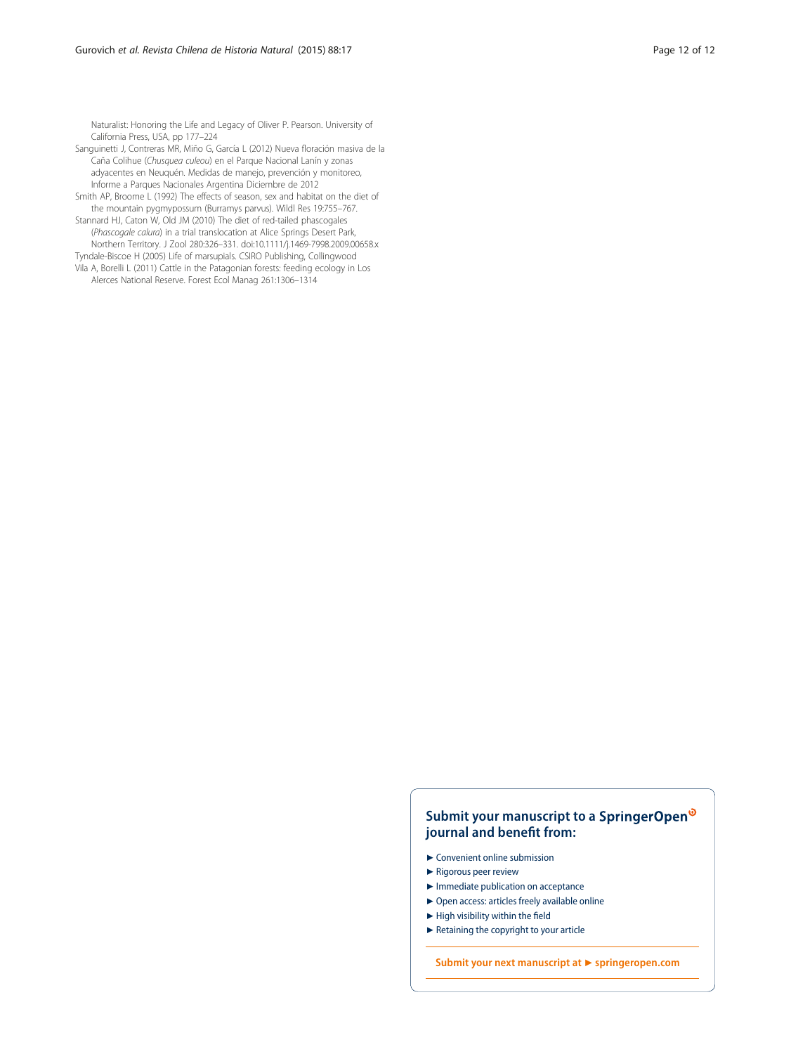Naturalist: Honoring the Life and Legacy of Oliver P. Pearson. University of California Press, USA, pp 177–224

Sanguinetti J, Contreras MR, Miño G, García L (2012) Nueva floración masiva de la Caña Colihue (*Chusquea culeou*) en el Parque Nacional Lanín y zonas adyacentes en Neuquén. Medidas de manejo, prevención y monitoreo, Informe a Parques Nacionales Argentina Diciembre de 2012

Smith AP, Broome L (1992) The effects of season, sex and habitat on the diet of the mountain pygmypossum (Burramys parvus). Wildl Res 19:755–767.

Stannard HJ, Caton W, Old JM (2010) The diet of red-tailed phascogales (*Phascogale calura*) in a trial translocation at Alice Springs Desert Park, Northern Territory. J Zool 280:326–331. doi:10.1111/j.1469-7998.2009.00658.x

Tyndale-Biscoe H (2005) Life of marsupials. CSIRO Publishing, Collingwood

Vila A, Borelli L (2011) Cattle in the Patagonian forests: feeding ecology in Los Alerces National Reserve. Forest Ecol Manag 261:1306–1314

**Submit your manuscript to a SpringerOpen journal and benefit from:**

- ► Convenient online submission
- ► Rigorous peer review
- ► Immediate publication on acceptance
- ► Open access: articles freely available online
- ► High visibility within the field
- ► Retaining the copyright to your article

**Submit your next manuscript at ► springeropen.com**